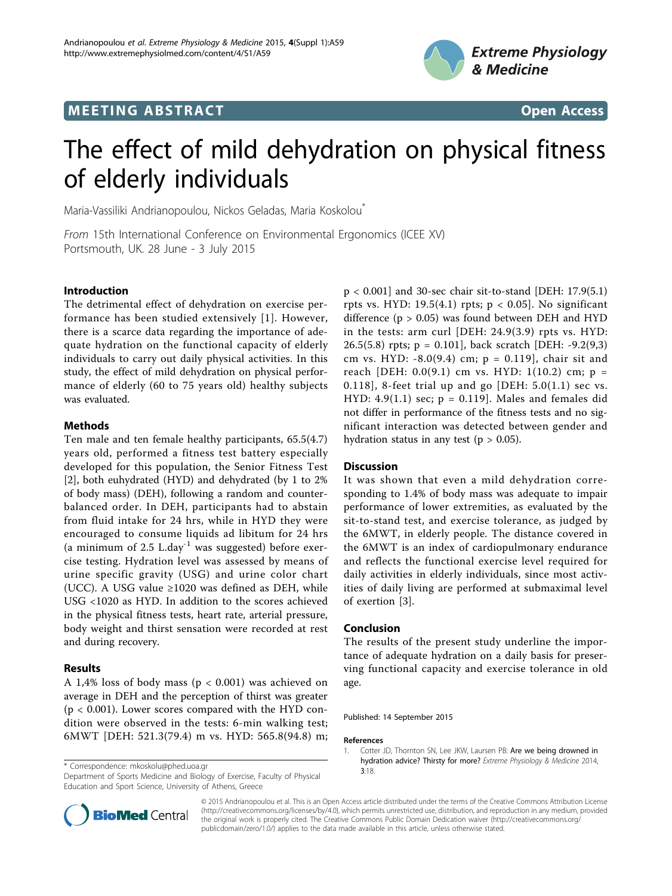MEETING ABSTRACT

Open Access

# The effect of mild dehydration on physical fitness of elderly individuals

Maria-Vassiliki Andrianopoulou, Nickos Geladas, Maria Koskolou*

*From* 15th International Conference on Environmental Ergonomics (ICEE XV)
Portsmouth, UK. 28 June - 3 July 2015

## Introduction

The detrimental effect of dehydration on exercise performance has been studied extensively [1]. However, there is a scarce data regarding the importance of adequate hydration on the functional capacity of elderly individuals to carry out daily physical activities. In this study, the effect of mild dehydration on physical performance of elderly (60 to 75 years old) healthy subjects was evaluated.

## Methods

Ten male and ten female healthy participants, 65.5(4.7) years old, performed a fitness test battery especially developed for this population, the Senior Fitness Test [2], both euhydrated (HYD) and dehydrated (by 1 to 2% of body mass) (DEH), following a random and counterbalanced order. In DEH, participants had to abstain from fluid intake for 24 hrs, while in HYD they were encouraged to consume liquids ad libitum for 24 hrs (a minimum of 2.5 $L.day^{-1}$ was suggested) before exercise testing. Hydration level was assessed by means of urine specific gravity (USG) and urine color chart (UCC). A USG value ≥1020 was defined as DEH, while USG <1020 as HYD. In addition to the scores achieved in the physical fitness tests, heart rate, arterial pressure, body weight and thirst sensation were recorded at rest and during recovery.

## Results

A 1,4% loss of body mass ($p < 0.001$) was achieved on average in DEH and the perception of thirst was greater ($p < 0.001$). Lower scores compared with the HYD condition were observed in the tests: 6-min walking test; 6MWT [DEH: 521.3(79.4) m vs. HYD: 565.8(94.8) m; $p < 0.001$] and 30-sec chair sit-to-stand [DEH: 17.9(5.1) rpts vs. HYD: 19.5(4.1) rpts; $p < 0.05$]. No significant difference ($p > 0.05$) was found between DEH and HYD in the tests: arm curl [DEH: 24.9(3.9) rpts vs. HYD: 26.5(5.8) rpts; $p = 0.101$], back scratch [DEH: -9.2(9,3) cm vs. HYD: -8.0(9.4) cm; $p = 0.119$], chair sit and reach [DEH: 0.0(9.1) cm vs. HYD: 1(10.2) cm; $p = 0.118$], 8-feet trial up and go [DEH: 5.0(1.1) sec vs. HYD: 4.9(1.1) sec; $p = 0.119$]. Males and females did not differ in performance of the fitness tests and no significant interaction was detected between gender and hydration status in any test ($p > 0.05$).

## Discussion

It was shown that even a mild dehydration corresponding to 1.4% of body mass was adequate to impair performance of lower extremities, as evaluated by the sit-to-stand test, and exercise tolerance, as judged by the 6MWT, in elderly people. The distance covered in the 6MWT is an index of cardiopulmonary endurance and reflects the functional exercise level required for daily activities in elderly individuals, since most activities of daily living are performed at submaximal level of exertion [3].

## Conclusion

The results of the present study underline the importance of adequate hydration on a daily basis for preserving functional capacity and exercise tolerance in old age.

Published: 14 September 2015

## References

1. Cotter JD, Thornton SN, Lee JKW, Laursen PB: **Are we being drowned in hydration advice? Thirsty for more?** *Extreme Physiology & Medicine* 2014, 3:18.

* Correspondence: mkoskolu@phed.uoa.gr
Department of Sports Medicine and Biology of Exercise, Faculty of Physical Education and Sport Science, University of Athens, Greece

© 2015 Andrianopoulou et al. This is an Open Access article distributed under the terms of the Creative Commons Attribution License (http://creativecommons.org/licenses/by/4.0), which permits unrestricted use, distribution, and reproduction in any medium, provided the original work is properly cited. The Creative Commons Public Domain Dedication waiver (http://creativecommons.org/publicdomain/zero/1.0/) applies to the data made available in this article, unless otherwise stated.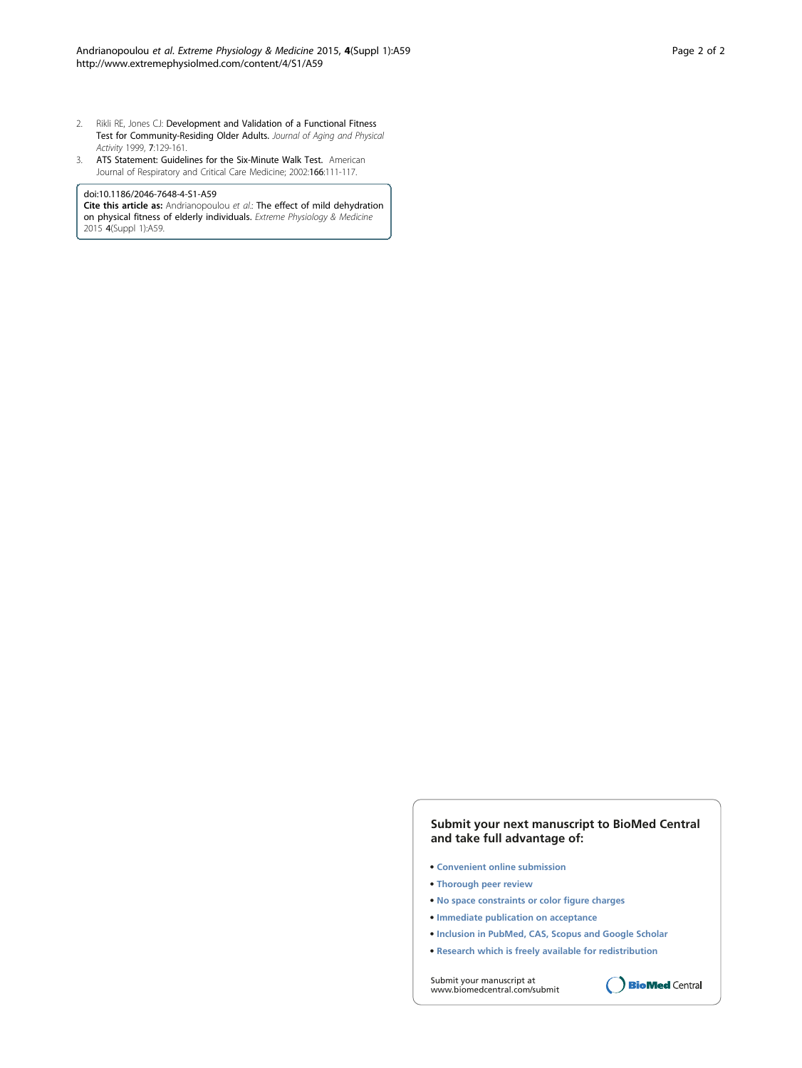2. Rikli RE, Jones CJ: **Development and Validation of a Functional Fitness Test for Community-Residing Older Adults.** *Journal of Aging and Physical Activity* 1999, **7**:129-161.
3. **ATS Statement: Guidelines for the Six-Minute Walk Test.** American Journal of Respiratory and Critical Care Medicine; 2002:**166**:111-117.

doi:10.1186/2046-7648-4-S1-A59
**Cite this article as:** Andrianopoulou *et al.*: **The effect of mild dehydration on physical fitness of elderly individuals.** *Extreme Physiology & Medicine* 2015 **4**(Suppl 1):A59.

**Submit your next manuscript to BioMed Central and take full advantage of:**

- **Convenient online submission**
- **Thorough peer review**
- **No space constraints or color figure charges**
- **Immediate publication on acceptance**
- **Inclusion in PubMed, CAS, Scopus and Google Scholar**
- **Research which is freely available for redistribution**

Submit your manuscript at
www.biomedcentral.com/submit

BioMed Central